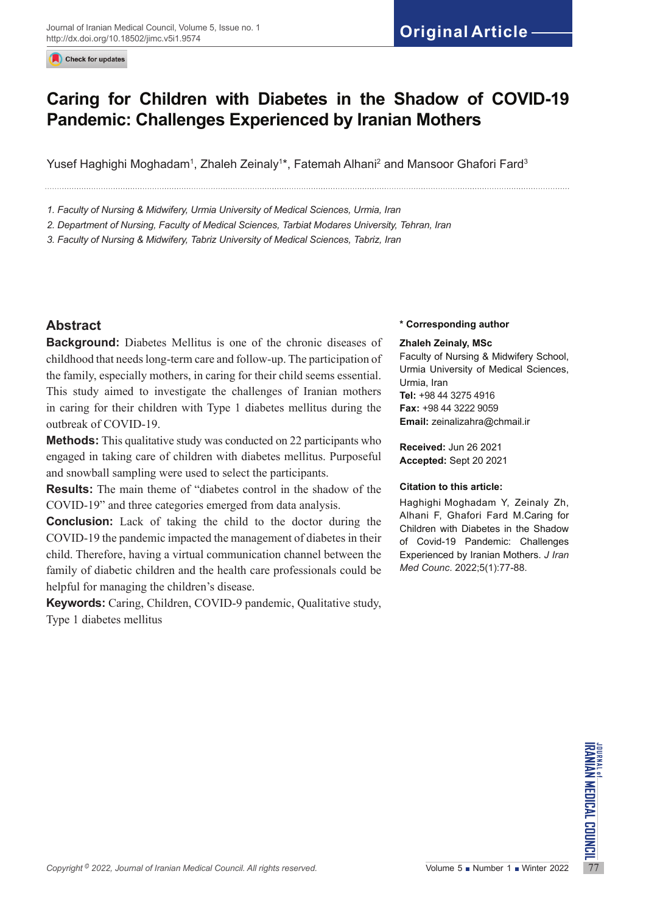Original Article

# Caring for Children with Diabetes in the Shadow of COVID-19 Pandemic: Challenges Experienced by Iranian Mothers

Yusef Haghighi Moghadam[1], Zhaleh Zeinaly[1]*, Fatemah Alhani[2] and Mansoor Ghafori Fard[3]

*1. Faculty of Nursing & Midwifery, Urmia University of Medical Sciences, Urmia, Iran*

*2. Department of Nursing, Faculty of Medical Sciences, Tarbiat Modares University, Tehran, Iran*

*3. Faculty of Nursing & Midwifery, Tabriz University of Medical Sciences, Tabriz, Iran*

## Abstract

**Background:** Diabetes Mellitus is one of the chronic diseases of childhood that needs long-term care and follow-up. The participation of the family, especially mothers, in caring for their child seems essential. This study aimed to investigate the challenges of Iranian mothers in caring for their children with Type 1 diabetes mellitus during the outbreak of COVID-19.

**Methods:** This qualitative study was conducted on 22 participants who engaged in taking care of children with diabetes mellitus. Purposeful and snowball sampling were used to select the participants.

**Results:** The main theme of "diabetes control in the shadow of the COVID-19" and three categories emerged from data analysis.

**Conclusion:** Lack of taking the child to the doctor during the COVID-19 the pandemic impacted the management of diabetes in their child. Therefore, having a virtual communication channel between the family of diabetic children and the health care professionals could be helpful for managing the children's disease.

**Keywords:** Caring, Children, COVID-9 pandemic, Qualitative study, Type 1 diabetes mellitus

**\* Corresponding author**

**Zhaleh Zeinaly, MSc**
Faculty of Nursing & Midwifery School, Urmia University of Medical Sciences, Urmia, Iran
**Tel:** +98 44 3275 4916
**Fax:** +98 44 3222 9059
**Email:** zeinalizahra@chmail.ir

**Received:** Jun 26 2021
**Accepted:** Sept 20 2021

**Citation to this article:**

Haghighi Moghadam Y, Zeinaly Zh, Alhani F, Ghafori Fard M.Caring for Children with Diabetes in the Shadow of Covid-19 Pandemic: Challenges Experienced by Iranian Mothers. *J Iran Med Counc*. 2022;5(1):77-88.

*Copyright © 2022, Journal of Iranian Medical Council. All rights reserved.*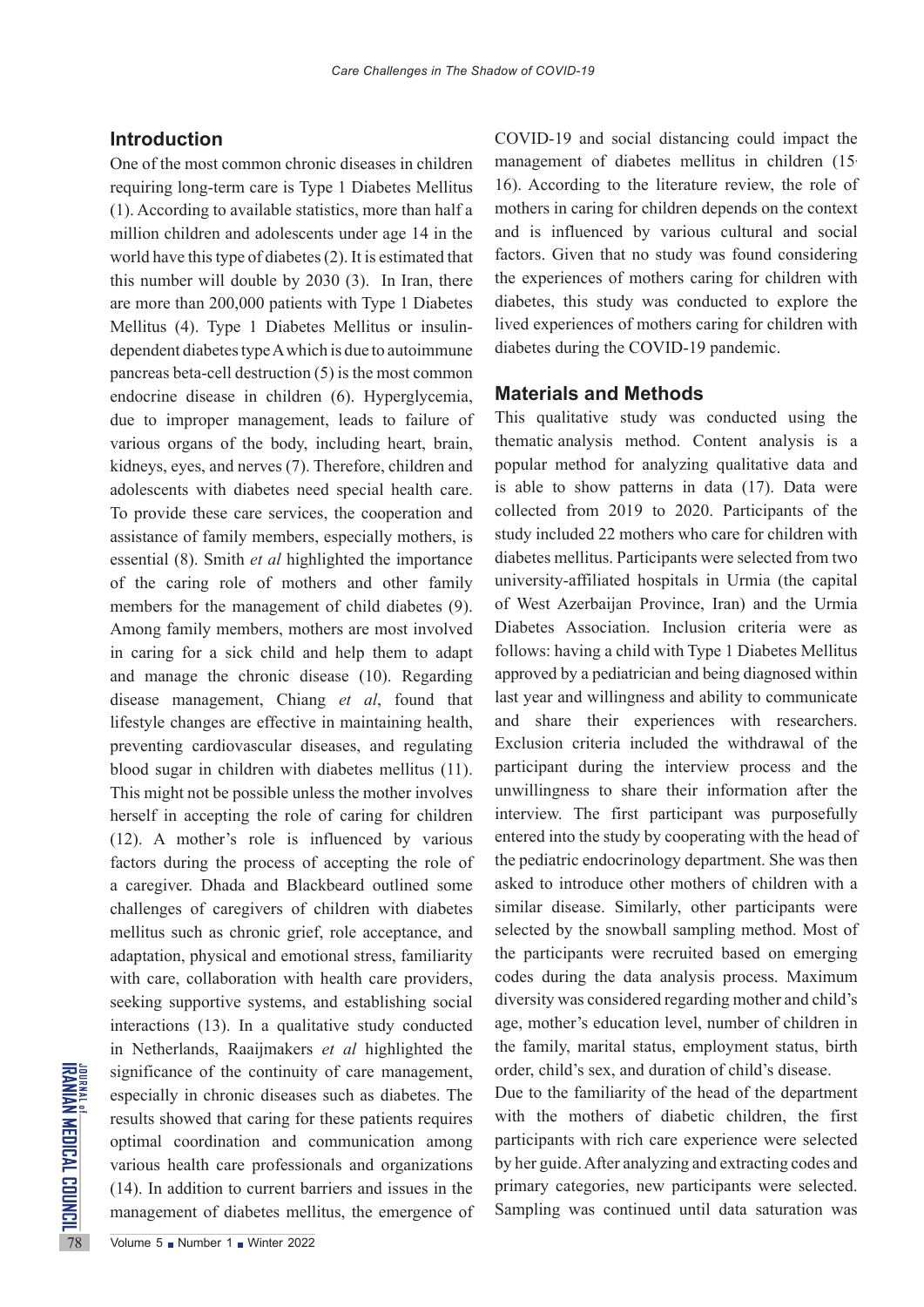## Introduction

One of the most common chronic diseases in children requiring long-term care is Type 1 Diabetes Mellitus (1). According to available statistics, more than half a million children and adolescents under age 14 in the world have this type of diabetes (2). It is estimated that this number will double by 2030 (3). In Iran, there are more than 200,000 patients with Type 1 Diabetes Mellitus (4). Type 1 Diabetes Mellitus or insulin-dependent diabetes type A which is due to autoimmune pancreas beta-cell destruction (5) is the most common endocrine disease in children (6). Hyperglycemia, due to improper management, leads to failure of various organs of the body, including heart, brain, kidneys, eyes, and nerves (7). Therefore, children and adolescents with diabetes need special health care. To provide these care services, the cooperation and assistance of family members, especially mothers, is essential (8). Smith *et al* highlighted the importance of the caring role of mothers and other family members for the management of child diabetes (9). Among family members, mothers are most involved in caring for a sick child and help them to adapt and manage the chronic disease (10). Regarding disease management, Chiang *et al*, found that lifestyle changes are effective in maintaining health, preventing cardiovascular diseases, and regulating blood sugar in children with diabetes mellitus (11). This might not be possible unless the mother involves herself in accepting the role of caring for children (12). A mother's role is influenced by various factors during the process of accepting the role of a caregiver. Dhada and Blackbeard outlined some challenges of caregivers of children with diabetes mellitus such as chronic grief, role acceptance, and adaptation, physical and emotional stress, familiarity with care, collaboration with health care providers, seeking supportive systems, and establishing social interactions (13). In a qualitative study conducted in Netherlands, Raaijmakers *et al* highlighted the significance of the continuity of care management, especially in chronic diseases such as diabetes. The results showed that caring for these patients requires optimal coordination and communication among various health care professionals and organizations (14). In addition to current barriers and issues in the management of diabetes mellitus, the emergence of COVID-19 and social distancing could impact the management of diabetes mellitus in children (15, 16). According to the literature review, the role of mothers in caring for children depends on the context and is influenced by various cultural and social factors. Given that no study was found considering the experiences of mothers caring for children with diabetes, this study was conducted to explore the lived experiences of mothers caring for children with diabetes during the COVID-19 pandemic.

## Materials and Methods

This qualitative study was conducted using the thematic analysis method. Content analysis is a popular method for analyzing qualitative data and is able to show patterns in data (17). Data were collected from 2019 to 2020. Participants of the study included 22 mothers who care for children with diabetes mellitus. Participants were selected from two university-affiliated hospitals in Urmia (the capital of West Azerbaijan Province, Iran) and the Urmia Diabetes Association. Inclusion criteria were as follows: having a child with Type 1 Diabetes Mellitus approved by a pediatrician and being diagnosed within last year and willingness and ability to communicate and share their experiences with researchers. Exclusion criteria included the withdrawal of the participant during the interview process and the unwillingness to share their information after the interview. The first participant was purposefully entered into the study by cooperating with the head of the pediatric endocrinology department. She was then asked to introduce other mothers of children with a similar disease. Similarly, other participants were selected by the snowball sampling method. Most of the participants were recruited based on emerging codes during the data analysis process. Maximum diversity was considered regarding mother and child's age, mother's education level, number of children in the family, marital status, employment status, birth order, child's sex, and duration of child's disease.

Due to the familiarity of the head of the department with the mothers of diabetic children, the first participants with rich care experience were selected by her guide. After analyzing and extracting codes and primary categories, new participants were selected. Sampling was continued until data saturation was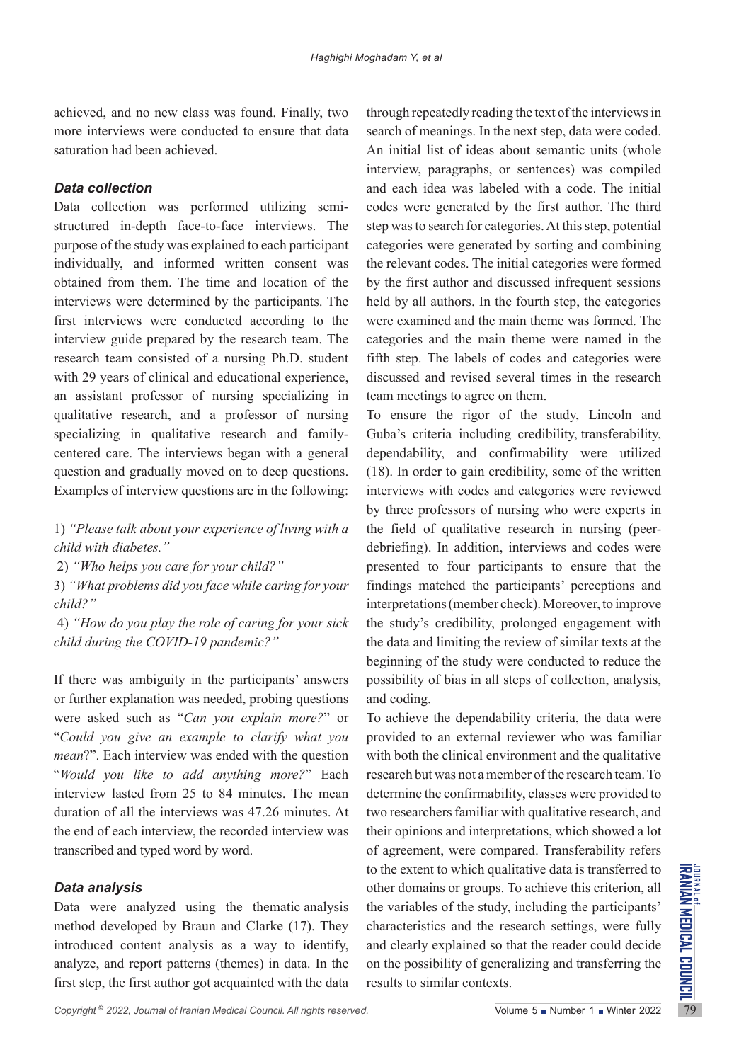achieved, and no new class was found. Finally, two more interviews were conducted to ensure that data saturation had been achieved.

### *Data collection*

Data collection was performed utilizing semi-structured in-depth face-to-face interviews. The purpose of the study was explained to each participant individually, and informed written consent was obtained from them. The time and location of the interviews were determined by the participants. The first interviews were conducted according to the interview guide prepared by the research team. The research team consisted of a nursing Ph.D. student with 29 years of clinical and educational experience, an assistant professor of nursing specializing in qualitative research, and a professor of nursing specializing in qualitative research and family-centered care. The interviews began with a general question and gradually moved on to deep questions. Examples of interview questions are in the following:

1) *"Please talk about your experience of living with a child with diabetes."*

2) *"Who helps you care for your child?"*

3) *"What problems did you face while caring for your child?"*

4) *"How do you play the role of caring for your sick child during the COVID-19 pandemic?"*

If there was ambiguity in the participants' answers or further explanation was needed, probing questions were asked such as "*Can you explain more?*" or "*Could you give an example to clarify what you mean*?". Each interview was ended with the question "*Would you like to add anything more?*" Each interview lasted from 25 to 84 minutes. The mean duration of all the interviews was 47.26 minutes. At the end of each interview, the recorded interview was transcribed and typed word by word.

### *Data analysis*

Data were analyzed using the thematic analysis method developed by Braun and Clarke (17). They introduced content analysis as a way to identify, analyze, and report patterns (themes) in data. In the first step, the first author got acquainted with the data through repeatedly reading the text of the interviews in search of meanings. In the next step, data were coded. An initial list of ideas about semantic units (whole interview, paragraphs, or sentences) was compiled and each idea was labeled with a code. The initial codes were generated by the first author. The third step was to search for categories. At this step, potential categories were generated by sorting and combining the relevant codes. The initial categories were formed by the first author and discussed infrequent sessions held by all authors. In the fourth step, the categories were examined and the main theme was formed. The categories and the main theme were named in the fifth step. The labels of codes and categories were discussed and revised several times in the research team meetings to agree on them.

To ensure the rigor of the study, Lincoln and Guba's criteria including credibility, transferability, dependability, and confirmability were utilized (18). In order to gain credibility, some of the written interviews with codes and categories were reviewed by three professors of nursing who were experts in the field of qualitative research in nursing (peer-debriefing). In addition, interviews and codes were presented to four participants to ensure that the findings matched the participants' perceptions and interpretations (member check). Moreover, to improve the study's credibility, prolonged engagement with the data and limiting the review of similar texts at the beginning of the study were conducted to reduce the possibility of bias in all steps of collection, analysis, and coding.

To achieve the dependability criteria, the data were provided to an external reviewer who was familiar with both the clinical environment and the qualitative research but was not a member of the research team. To determine the confirmability, classes were provided to two researchers familiar with qualitative research, and their opinions and interpretations, which showed a lot of agreement, were compared. Transferability refers to the extent to which qualitative data is transferred to other domains or groups. To achieve this criterion, all the variables of the study, including the participants' characteristics and the research settings, were fully and clearly explained so that the reader could decide on the possibility of generalizing and transferring the results to similar contexts.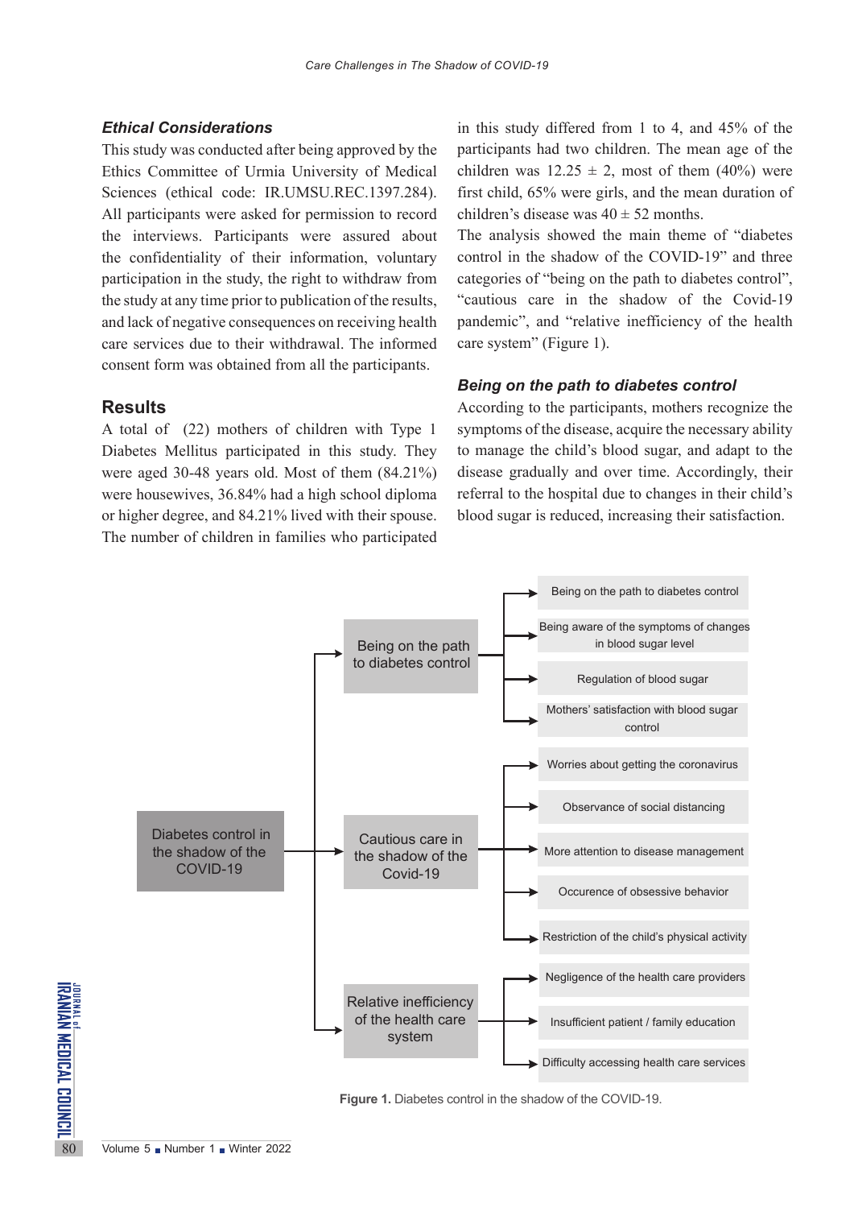### *Ethical Considerations*

This study was conducted after being approved by the Ethics Committee of Urmia University of Medical Sciences (ethical code: IR.UMSU.REC.1397.284). All participants were asked for permission to record the interviews. Participants were assured about the confidentiality of their information, voluntary participation in the study, the right to withdraw from the study at any time prior to publication of the results, and lack of negative consequences on receiving health care services due to their withdrawal. The informed consent form was obtained from all the participants.

## Results

A total of (22) mothers of children with Type 1 Diabetes Mellitus participated in this study. They were aged 30-48 years old. Most of them (84.21%) were housewives, 36.84% had a high school diploma or higher degree, and 84.21% lived with their spouse. The number of children in families who participated in this study differed from 1 to 4, and 45% of the participants had two children. The mean age of the children was $12.25 \pm 2$, most of them (40%) were first child, 65% were girls, and the mean duration of children's disease was $40 \pm 52$ months.

The analysis showed the main theme of "diabetes control in the shadow of the COVID-19" and three categories of "being on the path to diabetes control", "cautious care in the shadow of the Covid-19 pandemic", and "relative inefficiency of the health care system" (Figure 1).

### *Being on the path to diabetes control*

According to the participants, mothers recognize the symptoms of the disease, acquire the necessary ability to manage the child's blood sugar, and adapt to the disease gradually and over time. Accordingly, their referral to the hospital due to changes in their child's blood sugar is reduced, increasing their satisfaction.

- Diabetes control in the shadow of the COVID-19
  - Being on the path to diabetes control
    - Being on the path to diabetes control
    - Being aware of the symptoms of changes in blood sugar level
    - Regulation of blood sugar
    - Mothers' satisfaction with blood sugar control
  - Cautious care in the shadow of the Covid-19
    - Worries about getting the coronavirus
    - Observance of social distancing
    - More attention to disease management
    - Occurence of obsessive behavior
    - Restriction of the child's physical activity
  - Relative inefficiency of the health care system
    - Negligence of the health care providers
    - Insufficient patient / family education
    - Difficulty accessing health care services

**Figure 1.** Diabetes control in the shadow of the COVID-19.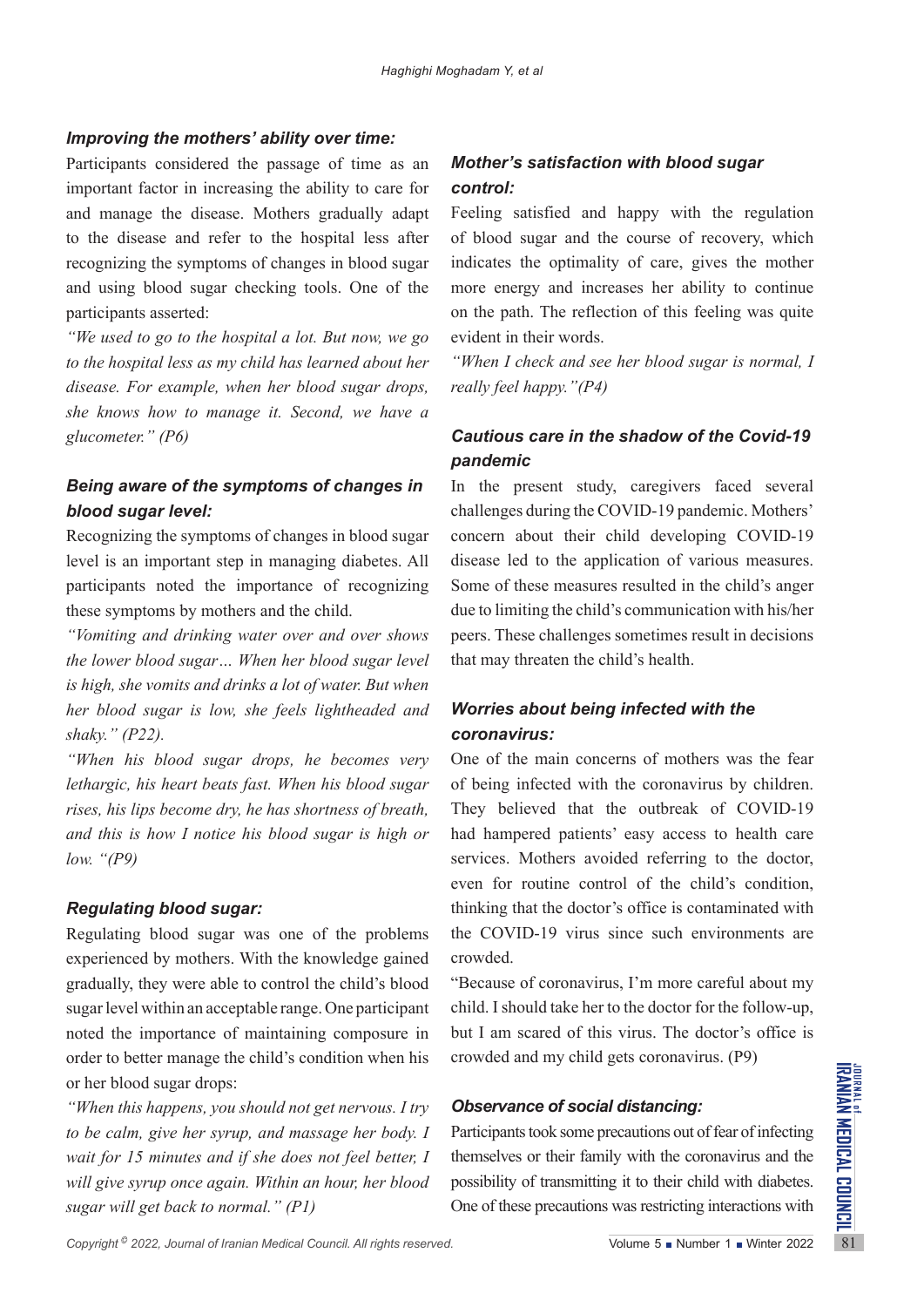### *Improving the mothers' ability over time:*

Participants considered the passage of time as an important factor in increasing the ability to care for and manage the disease. Mothers gradually adapt to the disease and refer to the hospital less after recognizing the symptoms of changes in blood sugar and using blood sugar checking tools. One of the participants asserted:

*"We used to go to the hospital a lot. But now, we go to the hospital less as my child has learned about her disease. For example, when her blood sugar drops, she knows how to manage it. Second, we have a glucometer." (P6)*

### *Being aware of the symptoms of changes in blood sugar level:*

Recognizing the symptoms of changes in blood sugar level is an important step in managing diabetes. All participants noted the importance of recognizing these symptoms by mothers and the child.

*"Vomiting and drinking water over and over shows the lower blood sugar… When her blood sugar level is high, she vomits and drinks a lot of water. But when her blood sugar is low, she feels lightheaded and shaky." (P22).*

*"When his blood sugar drops, he becomes very lethargic, his heart beats fast. When his blood sugar rises, his lips become dry, he has shortness of breath, and this is how I notice his blood sugar is high or low. "(P9)*

### *Regulating blood sugar:*

Regulating blood sugar was one of the problems experienced by mothers. With the knowledge gained gradually, they were able to control the child's blood sugar level within an acceptable range. One participant noted the importance of maintaining composure in order to better manage the child's condition when his or her blood sugar drops:

*"When this happens, you should not get nervous. I try to be calm, give her syrup, and massage her body. I wait for 15 minutes and if she does not feel better, I will give syrup once again. Within an hour, her blood sugar will get back to normal." (P1)*

### *Mother's satisfaction with blood sugar control:*

Feeling satisfied and happy with the regulation of blood sugar and the course of recovery, which indicates the optimality of care, gives the mother more energy and increases her ability to continue on the path. The reflection of this feeling was quite evident in their words.

*"When I check and see her blood sugar is normal, I really feel happy."(P4)*

### *Cautious care in the shadow of the Covid-19 pandemic*

In the present study, caregivers faced several challenges during the COVID-19 pandemic. Mothers' concern about their child developing COVID-19 disease led to the application of various measures. Some of these measures resulted in the child's anger due to limiting the child's communication with his/her peers. These challenges sometimes result in decisions that may threaten the child's health.

### *Worries about being infected with the coronavirus:*

One of the main concerns of mothers was the fear of being infected with the coronavirus by children. They believed that the outbreak of COVID-19 had hampered patients' easy access to health care services. Mothers avoided referring to the doctor, even for routine control of the child's condition, thinking that the doctor's office is contaminated with the COVID-19 virus since such environments are crowded.

"Because of coronavirus, I'm more careful about my child. I should take her to the doctor for the follow-up, but I am scared of this virus. The doctor's office is crowded and my child gets coronavirus. (P9)

### *Observance of social distancing:*

Participants took some precautions out of fear of infecting themselves or their family with the coronavirus and the possibility of transmitting it to their child with diabetes. One of these precautions was restricting interactions with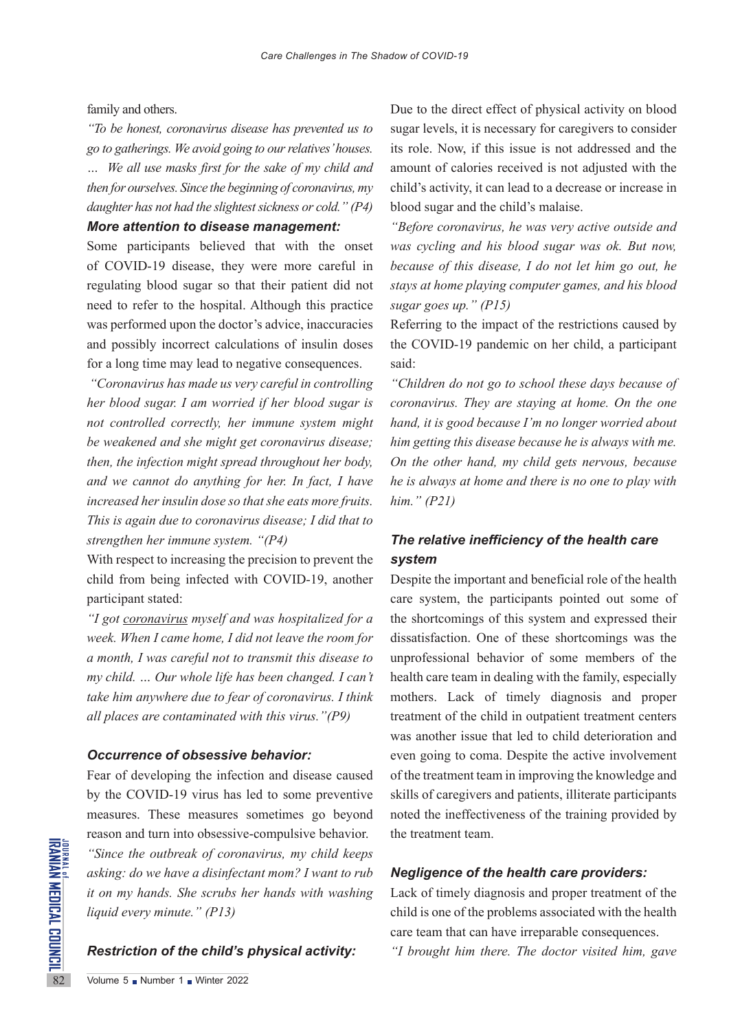family and others.

*"To be honest, coronavirus disease has prevented us to go to gatherings. We avoid going to our relatives' houses. … We all use masks first for the sake of my child and then for ourselves. Since the beginning of coronavirus, my daughter has not had the slightest sickness or cold." (P4)*

#### *More attention to disease management:*

Some participants believed that with the onset of COVID-19 disease, they were more careful in regulating blood sugar so that their patient did not need to refer to the hospital. Although this practice was performed upon the doctor's advice, inaccuracies and possibly incorrect calculations of insulin doses for a long time may lead to negative consequences.

*"Coronavirus has made us very careful in controlling her blood sugar. I am worried if her blood sugar is not controlled correctly, her immune system might be weakened and she might get coronavirus disease; then, the infection might spread throughout her body, and we cannot do anything for her. In fact, I have increased her insulin dose so that she eats more fruits. This is again due to coronavirus disease; I did that to strengthen her immune system. "(P4)*

With respect to increasing the precision to prevent the child from being infected with COVID-19, another participant stated:

*"I got coronavirus myself and was hospitalized for a week. When I came home, I did not leave the room for a month, I was careful not to transmit this disease to my child. … Our whole life has been changed. I can't take him anywhere due to fear of coronavirus. I think all places are contaminated with this virus."(P9)*

#### *Occurrence of obsessive behavior:*

Fear of developing the infection and disease caused by the COVID-19 virus has led to some preventive measures. These measures sometimes go beyond reason and turn into obsessive-compulsive behavior.

*"Since the outbreak of coronavirus, my child keeps asking: do we have a disinfectant mom? I want to rub it on my hands. She scrubs her hands with washing liquid every minute." (P13)*

#### *Restriction of the child's physical activity:*

Due to the direct effect of physical activity on blood sugar levels, it is necessary for caregivers to consider its role. Now, if this issue is not addressed and the amount of calories received is not adjusted with the child's activity, it can lead to a decrease or increase in blood sugar and the child's malaise.

*"Before coronavirus, he was very active outside and was cycling and his blood sugar was ok. But now, because of this disease, I do not let him go out, he stays at home playing computer games, and his blood sugar goes up." (P15)*

Referring to the impact of the restrictions caused by the COVID-19 pandemic on her child, a participant said:

*"Children do not go to school these days because of coronavirus. They are staying at home. On the one hand, it is good because I'm no longer worried about him getting this disease because he is always with me. On the other hand, my child gets nervous, because he is always at home and there is no one to play with him." (P21)*

### *The relative inefficiency of the health care system*

Despite the important and beneficial role of the health care system, the participants pointed out some of the shortcomings of this system and expressed their dissatisfaction. One of these shortcomings was the unprofessional behavior of some members of the health care team in dealing with the family, especially mothers. Lack of timely diagnosis and proper treatment of the child in outpatient treatment centers was another issue that led to child deterioration and even going to coma. Despite the active involvement of the treatment team in improving the knowledge and skills of caregivers and patients, illiterate participants noted the ineffectiveness of the training provided by the treatment team.

#### *Negligence of the health care providers:*

Lack of timely diagnosis and proper treatment of the child is one of the problems associated with the health care team that can have irreparable consequences.

*"I brought him there. The doctor visited him, gave*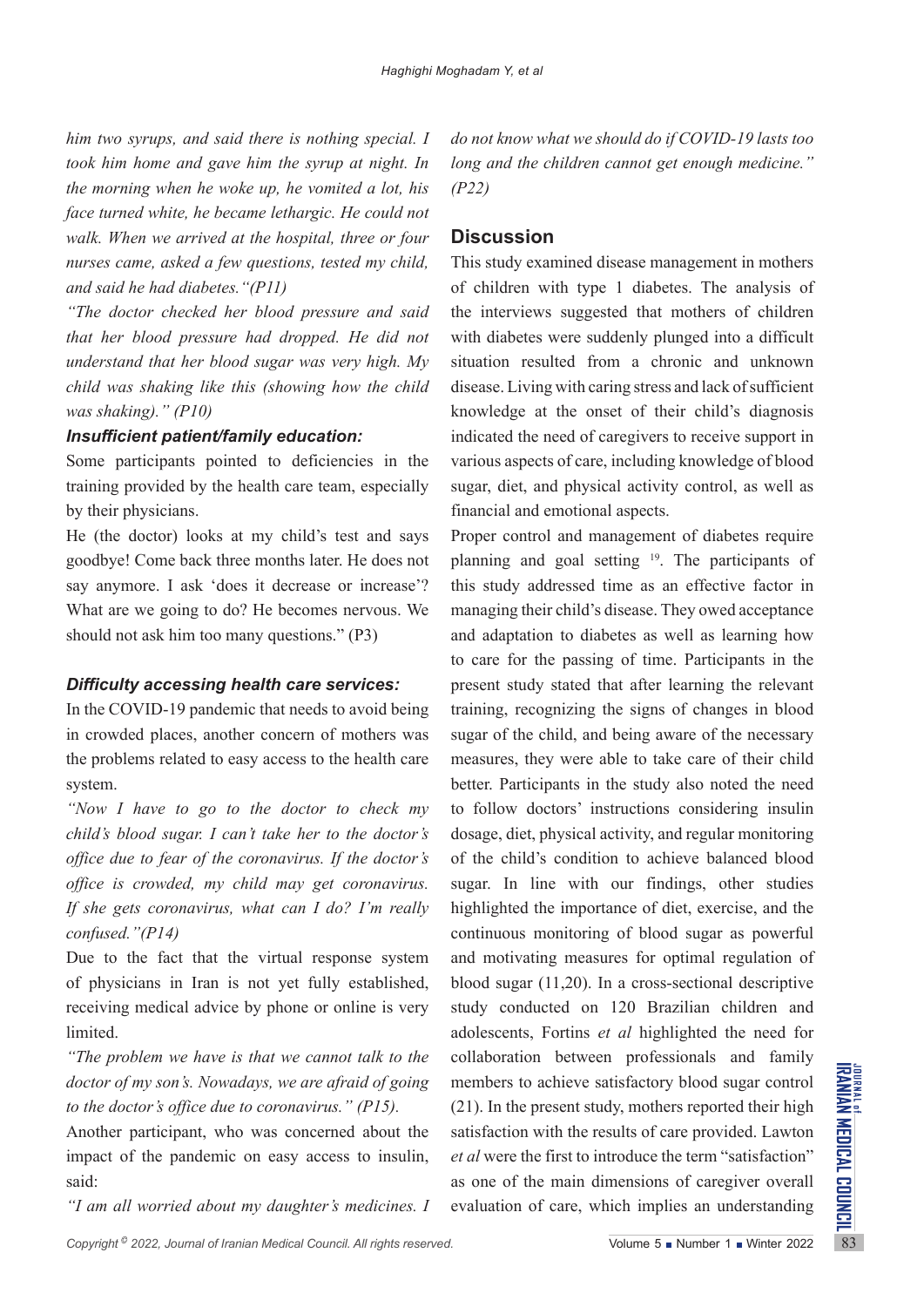*him two syrups, and said there is nothing special. I took him home and gave him the syrup at night. In the morning when he woke up, he vomited a lot, his face turned white, he became lethargic. He could not walk. When we arrived at the hospital, three or four nurses came, asked a few questions, tested my child, and said he had diabetes."(P11)*

*"The doctor checked her blood pressure and said that her blood pressure had dropped. He did not understand that her blood sugar was very high. My child was shaking like this (showing how the child was shaking)." (P10)*

***Insufficient patient/family education:***

Some participants pointed to deficiencies in the training provided by the health care team, especially by their physicians.

He (the doctor) looks at my child's test and says goodbye! Come back three months later. He does not say anymore. I ask 'does it decrease or increase'? What are we going to do? He becomes nervous. We should not ask him too many questions." (P3)

***Difficulty accessing health care services:***

In the COVID-19 pandemic that needs to avoid being in crowded places, another concern of mothers was the problems related to easy access to the health care system.

*"Now I have to go to the doctor to check my child's blood sugar. I can't take her to the doctor's office due to fear of the coronavirus. If the doctor's office is crowded, my child may get coronavirus. If she gets coronavirus, what can I do? I'm really confused."(P14)*

Due to the fact that the virtual response system of physicians in Iran is not yet fully established, receiving medical advice by phone or online is very limited.

*"The problem we have is that we cannot talk to the doctor of my son's. Nowadays, we are afraid of going to the doctor's office due to coronavirus." (P15).*

Another participant, who was concerned about the impact of the pandemic on easy access to insulin, said:

*"I am all worried about my daughter's medicines. I do not know what we should do if COVID-19 lasts too long and the children cannot get enough medicine." (P22)*

## Discussion

This study examined disease management in mothers of children with type 1 diabetes. The analysis of the interviews suggested that mothers of children with diabetes were suddenly plunged into a difficult situation resulted from a chronic and unknown disease. Living with caring stress and lack of sufficient knowledge at the onset of their child's diagnosis indicated the need of caregivers to receive support in various aspects of care, including knowledge of blood sugar, diet, and physical activity control, as well as financial and emotional aspects.

Proper control and management of diabetes require planning and goal setting [19]. The participants of this study addressed time as an effective factor in managing their child's disease. They owed acceptance and adaptation to diabetes as well as learning how to care for the passing of time. Participants in the present study stated that after learning the relevant training, recognizing the signs of changes in blood sugar of the child, and being aware of the necessary measures, they were able to take care of their child better. Participants in the study also noted the need to follow doctors' instructions considering insulin dosage, diet, physical activity, and regular monitoring of the child's condition to achieve balanced blood sugar. In line with our findings, other studies highlighted the importance of diet, exercise, and the continuous monitoring of blood sugar as powerful and motivating measures for optimal regulation of blood sugar (11,20). In a cross-sectional descriptive study conducted on 120 Brazilian children and adolescents, Fortins *et al* highlighted the need for collaboration between professionals and family members to achieve satisfactory blood sugar control (21). In the present study, mothers reported their high satisfaction with the results of care provided. Lawton *et al* were the first to introduce the term "satisfaction" as one of the main dimensions of caregiver overall evaluation of care, which implies an understanding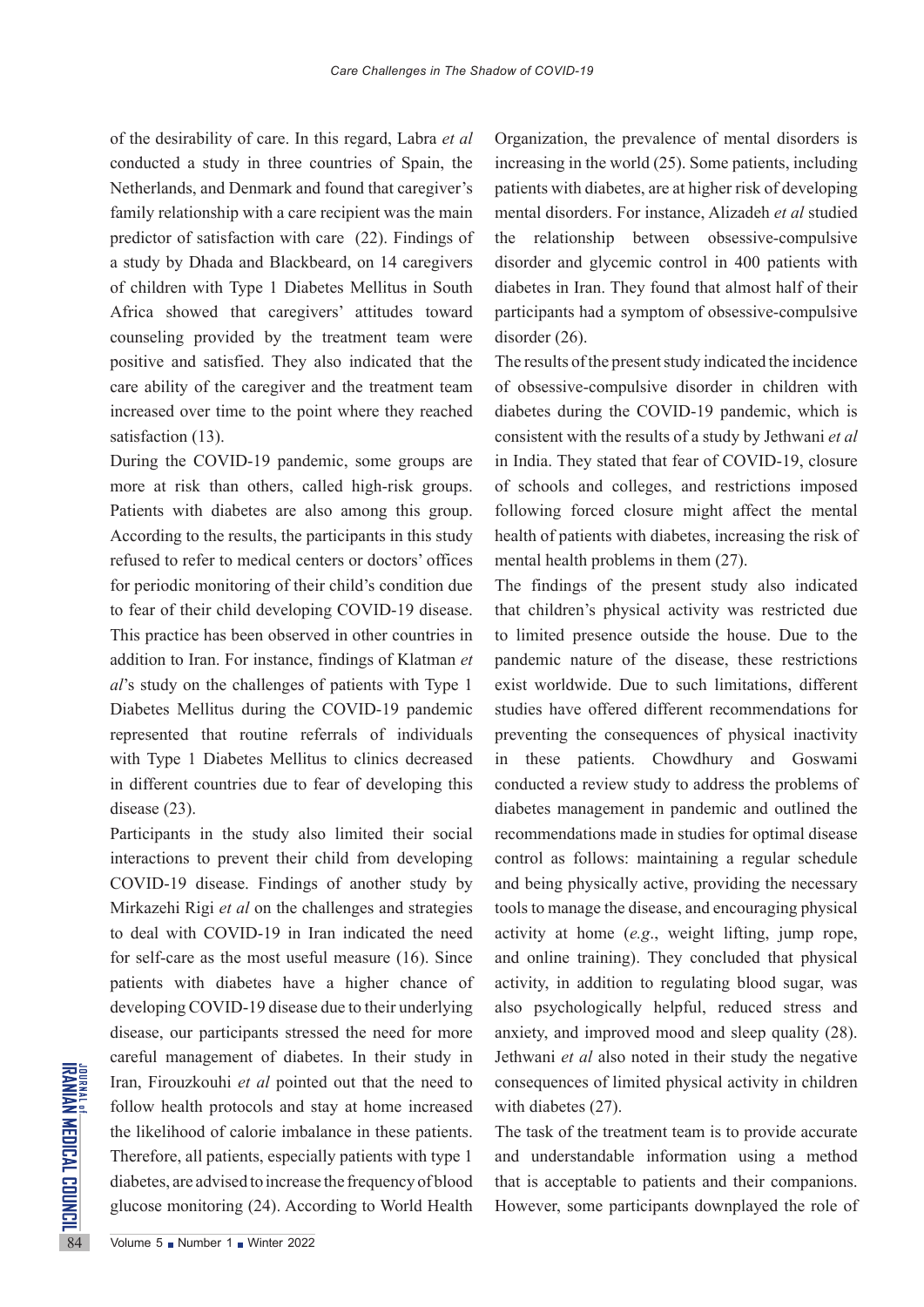of the desirability of care. In this regard, Labra *et al* conducted a study in three countries of Spain, the Netherlands, and Denmark and found that caregiver's family relationship with a care recipient was the main predictor of satisfaction with care (22). Findings of a study by Dhada and Blackbeard, on 14 caregivers of children with Type 1 Diabetes Mellitus in South Africa showed that caregivers' attitudes toward counseling provided by the treatment team were positive and satisfied. They also indicated that the care ability of the caregiver and the treatment team increased over time to the point where they reached satisfaction (13).

During the COVID-19 pandemic, some groups are more at risk than others, called high-risk groups. Patients with diabetes are also among this group. According to the results, the participants in this study refused to refer to medical centers or doctors' offices for periodic monitoring of their child's condition due to fear of their child developing COVID-19 disease. This practice has been observed in other countries in addition to Iran. For instance, findings of Klatman *et al*'s study on the challenges of patients with Type 1 Diabetes Mellitus during the COVID-19 pandemic represented that routine referrals of individuals with Type 1 Diabetes Mellitus to clinics decreased in different countries due to fear of developing this disease (23).

Participants in the study also limited their social interactions to prevent their child from developing COVID-19 disease. Findings of another study by Mirkazehi Rigi *et al* on the challenges and strategies to deal with COVID-19 in Iran indicated the need for self-care as the most useful measure (16). Since patients with diabetes have a higher chance of developing COVID-19 disease due to their underlying disease, our participants stressed the need for more careful management of diabetes. In their study in Iran, Firouzkouhi *et al* pointed out that the need to follow health protocols and stay at home increased the likelihood of calorie imbalance in these patients. Therefore, all patients, especially patients with type 1 diabetes, are advised to increase the frequency of blood glucose monitoring (24). According to World Health Organization, the prevalence of mental disorders is increasing in the world (25). Some patients, including patients with diabetes, are at higher risk of developing mental disorders. For instance, Alizadeh *et al* studied the relationship between obsessive-compulsive disorder and glycemic control in 400 patients with diabetes in Iran. They found that almost half of their participants had a symptom of obsessive-compulsive disorder (26).

The results of the present study indicated the incidence of obsessive-compulsive disorder in children with diabetes during the COVID-19 pandemic, which is consistent with the results of a study by Jethwani *et al* in India. They stated that fear of COVID-19, closure of schools and colleges, and restrictions imposed following forced closure might affect the mental health of patients with diabetes, increasing the risk of mental health problems in them (27).

The findings of the present study also indicated that children's physical activity was restricted due to limited presence outside the house. Due to the pandemic nature of the disease, these restrictions exist worldwide. Due to such limitations, different studies have offered different recommendations for preventing the consequences of physical inactivity in these patients. Chowdhury and Goswami conducted a review study to address the problems of diabetes management in pandemic and outlined the recommendations made in studies for optimal disease control as follows: maintaining a regular schedule and being physically active, providing the necessary tools to manage the disease, and encouraging physical activity at home (*e.g*., weight lifting, jump rope, and online training). They concluded that physical activity, in addition to regulating blood sugar, was also psychologically helpful, reduced stress and anxiety, and improved mood and sleep quality (28). Jethwani *et al* also noted in their study the negative consequences of limited physical activity in children with diabetes (27).

The task of the treatment team is to provide accurate and understandable information using a method that is acceptable to patients and their companions. However, some participants downplayed the role of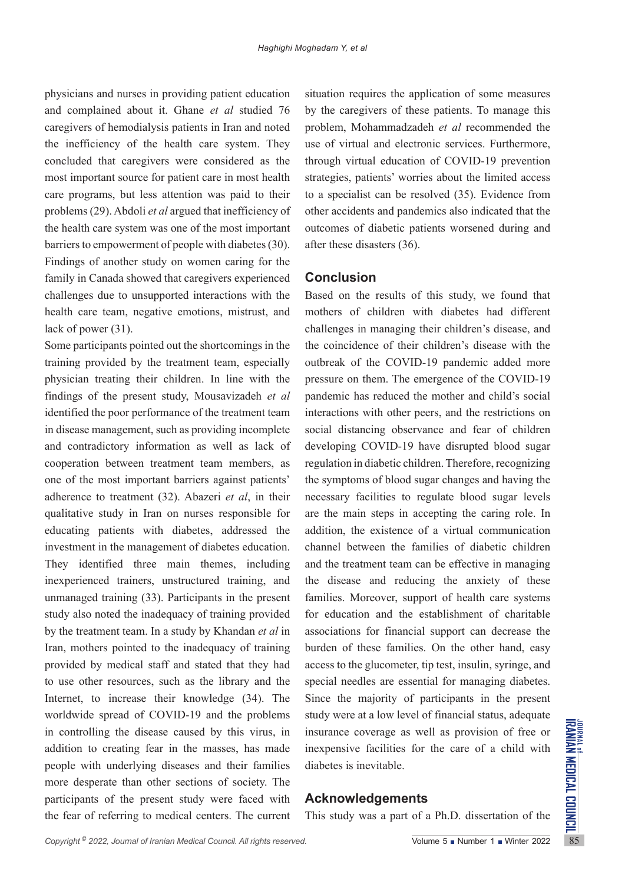physicians and nurses in providing patient education and complained about it. Ghane *et al* studied 76 caregivers of hemodialysis patients in Iran and noted the inefficiency of the health care system. They concluded that caregivers were considered as the most important source for patient care in most health care programs, but less attention was paid to their problems (29). Abdoli *et al* argued that inefficiency of the health care system was one of the most important barriers to empowerment of people with diabetes (30). Findings of another study on women caring for the family in Canada showed that caregivers experienced challenges due to unsupported interactions with the health care team, negative emotions, mistrust, and lack of power (31).

Some participants pointed out the shortcomings in the training provided by the treatment team, especially physician treating their children. In line with the findings of the present study, Mousavizadeh *et al* identified the poor performance of the treatment team in disease management, such as providing incomplete and contradictory information as well as lack of cooperation between treatment team members, as one of the most important barriers against patients' adherence to treatment (32). Abazeri *et al*, in their qualitative study in Iran on nurses responsible for educating patients with diabetes, addressed the investment in the management of diabetes education. They identified three main themes, including inexperienced trainers, unstructured training, and unmanaged training (33). Participants in the present study also noted the inadequacy of training provided by the treatment team. In a study by Khandan *et al* in Iran, mothers pointed to the inadequacy of training provided by medical staff and stated that they had to use other resources, such as the library and the Internet, to increase their knowledge (34). The worldwide spread of COVID-19 and the problems in controlling the disease caused by this virus, in addition to creating fear in the masses, has made people with underlying diseases and their families more desperate than other sections of society. The participants of the present study were faced with the fear of referring to medical centers. The current situation requires the application of some measures by the caregivers of these patients. To manage this problem, Mohammadzadeh *et al* recommended the use of virtual and electronic services. Furthermore, through virtual education of COVID-19 prevention strategies, patients' worries about the limited access to a specialist can be resolved (35). Evidence from other accidents and pandemics also indicated that the outcomes of diabetic patients worsened during and after these disasters (36).

## Conclusion

Based on the results of this study, we found that mothers of children with diabetes had different challenges in managing their children's disease, and the coincidence of their children's disease with the outbreak of the COVID-19 pandemic added more pressure on them. The emergence of the COVID-19 pandemic has reduced the mother and child's social interactions with other peers, and the restrictions on social distancing observance and fear of children developing COVID-19 have disrupted blood sugar regulation in diabetic children. Therefore, recognizing the symptoms of blood sugar changes and having the necessary facilities to regulate blood sugar levels are the main steps in accepting the caring role. In addition, the existence of a virtual communication channel between the families of diabetic children and the treatment team can be effective in managing the disease and reducing the anxiety of these families. Moreover, support of health care systems for education and the establishment of charitable associations for financial support can decrease the burden of these families. On the other hand, easy access to the glucometer, tip test, insulin, syringe, and special needles are essential for managing diabetes. Since the majority of participants in the present study were at a low level of financial status, adequate insurance coverage as well as provision of free or inexpensive facilities for the care of a child with diabetes is inevitable.

## Acknowledgements

This study was a part of a Ph.D. dissertation of the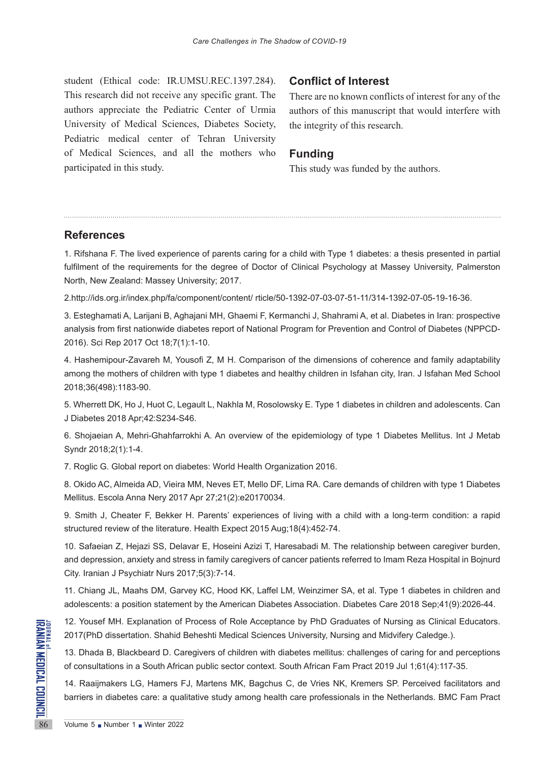student (Ethical code: IR.UMSU.REC.1397.284). This research did not receive any specific grant. The authors appreciate the Pediatric Center of Urmia University of Medical Sciences, Diabetes Society, Pediatric medical center of Tehran University of Medical Sciences, and all the mothers who participated in this study.

## Conflict of Interest

There are no known conflicts of interest for any of the authors of this manuscript that would interfere with the integrity of this research.

## Funding

This study was funded by the authors.

## References

1. Rifshana F. The lived experience of parents caring for a child with Type 1 diabetes: a thesis presented in partial fulfilment of the requirements for the degree of Doctor of Clinical Psychology at Massey University, Palmerston North, New Zealand: Massey University; 2017.

2.http://ids.org.ir/index.php/fa/component/content/ rticle/50-1392-07-03-07-51-11/314-1392-07-05-19-16-36.

3. Esteghamati A, Larijani B, Aghajani MH, Ghaemi F, Kermanchi J, Shahrami A, et al. Diabetes in Iran: prospective analysis from first nationwide diabetes report of National Program for Prevention and Control of Diabetes (NPPCD-2016). Sci Rep 2017 Oct 18;7(1):1-10.

4. Hashemipour-Zavareh M, Yousofi Z, M H. Comparison of the dimensions of coherence and family adaptability among the mothers of children with type 1 diabetes and healthy children in Isfahan city, Iran. J Isfahan Med School 2018;36(498):1183-90.

5. Wherrett DK, Ho J, Huot C, Legault L, Nakhla M, Rosolowsky E. Type 1 diabetes in children and adolescents. Can J Diabetes 2018 Apr;42:S234-S46.

6. Shojaeian A, Mehri-Ghahfarrokhi A. An overview of the epidemiology of type 1 Diabetes Mellitus. Int J Metab Syndr 2018;2(1):1-4.

7. Roglic G. Global report on diabetes: World Health Organization 2016.

8. Okido AC, Almeida AD, Vieira MM, Neves ET, Mello DF, Lima RA. Care demands of children with type 1 Diabetes Mellitus. Escola Anna Nery 2017 Apr 27;21(2):e20170034.

9. Smith J, Cheater F, Bekker H. Parents' experiences of living with a child with a long-term condition: a rapid structured review of the literature. Health Expect 2015 Aug;18(4):452-74.

10. Safaeian Z, Hejazi SS, Delavar E, Hoseini Azizi T, Haresabadi M. The relationship between caregiver burden, and depression, anxiety and stress in family caregivers of cancer patients referred to Imam Reza Hospital in Bojnurd City. Iranian J Psychiatr Nurs 2017;5(3):7-14.

11. Chiang JL, Maahs DM, Garvey KC, Hood KK, Laffel LM, Weinzimer SA, et al. Type 1 diabetes in children and adolescents: a position statement by the American Diabetes Association. Diabetes Care 2018 Sep;41(9):2026-44.

12. Yousef MH. Explanation of Process of Role Acceptance by PhD Graduates of Nursing as Clinical Educators. 2017(PhD dissertation. Shahid Beheshti Medical Sciences University, Nursing and Midvifery Caledge.).

13. Dhada B, Blackbeard D. Caregivers of children with diabetes mellitus: challenges of caring for and perceptions of consultations in a South African public sector context. South African Fam Pract 2019 Jul 1;61(4):117-35.

14. Raaijmakers LG, Hamers FJ, Martens MK, Bagchus C, de Vries NK, Kremers SP. Perceived facilitators and barriers in diabetes care: a qualitative study among health care professionals in the Netherlands. BMC Fam Pract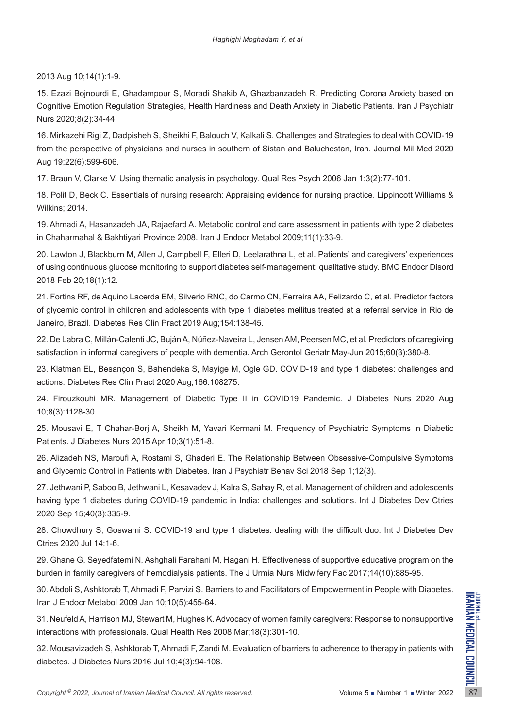2013 Aug 10;14(1):1-9.

15. Ezazi Bojnourdi E, Ghadampour S, Moradi Shakib A, Ghazbanzadeh R. Predicting Corona Anxiety based on Cognitive Emotion Regulation Strategies, Health Hardiness and Death Anxiety in Diabetic Patients. Iran J Psychiatr Nurs 2020;8(2):34-44.

16. Mirkazehi Rigi Z, Dadpisheh S, Sheikhi F, Balouch V, Kalkali S. Challenges and Strategies to deal with COVID-19 from the perspective of physicians and nurses in southern of Sistan and Baluchestan, Iran. Journal Mil Med 2020 Aug 19;22(6):599-606.

17. Braun V, Clarke V. Using thematic analysis in psychology. Qual Res Psych 2006 Jan 1;3(2):77-101.

18. Polit D, Beck C. Essentials of nursing research: Appraising evidence for nursing practice. Lippincott Williams & Wilkins; 2014.

19. Ahmadi A, Hasanzadeh JA, Rajaefard A. Metabolic control and care assessment in patients with type 2 diabetes in Chaharmahal & Bakhtiyari Province 2008. Iran J Endocr Metabol 2009;11(1):33-9.

20. Lawton J, Blackburn M, Allen J, Campbell F, Elleri D, Leelarathna L, et al. Patients' and caregivers' experiences of using continuous glucose monitoring to support diabetes self-management: qualitative study. BMC Endocr Disord 2018 Feb 20;18(1):12.

21. Fortins RF, de Aquino Lacerda EM, Silverio RNC, do Carmo CN, Ferreira AA, Felizardo C, et al. Predictor factors of glycemic control in children and adolescents with type 1 diabetes mellitus treated at a referral service in Rio de Janeiro, Brazil. Diabetes Res Clin Pract 2019 Aug;154:138-45.

22. De Labra C, Millán-Calenti JC, Buján A, Núñez-Naveira L, Jensen AM, Peersen MC, et al. Predictors of caregiving satisfaction in informal caregivers of people with dementia. Arch Gerontol Geriatr May-Jun 2015;60(3):380-8.

23. Klatman EL, Besançon S, Bahendeka S, Mayige M, Ogle GD. COVID-19 and type 1 diabetes: challenges and actions. Diabetes Res Clin Pract 2020 Aug;166:108275.

24. Firouzkouhi MR. Management of Diabetic Type II in COVID19 Pandemic. J Diabetes Nurs 2020 Aug 10;8(3):1128-30.

25. Mousavi E, T Chahar-Borj A, Sheikh M, Yavari Kermani M. Frequency of Psychiatric Symptoms in Diabetic Patients. J Diabetes Nurs 2015 Apr 10;3(1):51-8.

26. Alizadeh NS, Maroufi A, Rostami S, Ghaderi E. The Relationship Between Obsessive-Compulsive Symptoms and Glycemic Control in Patients with Diabetes. Iran J Psychiatr Behav Sci 2018 Sep 1;12(3).

27. Jethwani P, Saboo B, Jethwani L, Kesavadev J, Kalra S, Sahay R, et al. Management of children and adolescents having type 1 diabetes during COVID-19 pandemic in India: challenges and solutions. Int J Diabetes Dev Ctries 2020 Sep 15;40(3):335-9.

28. Chowdhury S, Goswami S. COVID-19 and type 1 diabetes: dealing with the difficult duo. Int J Diabetes Dev Ctries 2020 Jul 14:1-6.

29. Ghane G, Seyedfatemi N, Ashghali Farahani M, Hagani H. Effectiveness of supportive educative program on the burden in family caregivers of hemodialysis patients. The J Urmia Nurs Midwifery Fac 2017;14(10):885-95.

30. Abdoli S, Ashktorab T, Ahmadi F, Parvizi S. Barriers to and Facilitators of Empowerment in People with Diabetes. Iran J Endocr Metabol 2009 Jan 10;10(5):455-64.

31. Neufeld A, Harrison MJ, Stewart M, Hughes K. Advocacy of women family caregivers: Response to nonsupportive interactions with professionals. Qual Health Res 2008 Mar;18(3):301-10.

32. Mousavizadeh S, Ashktorab T, Ahmadi F, Zandi M. Evaluation of barriers to adherence to therapy in patients with diabetes. J Diabetes Nurs 2016 Jul 10;4(3):94-108.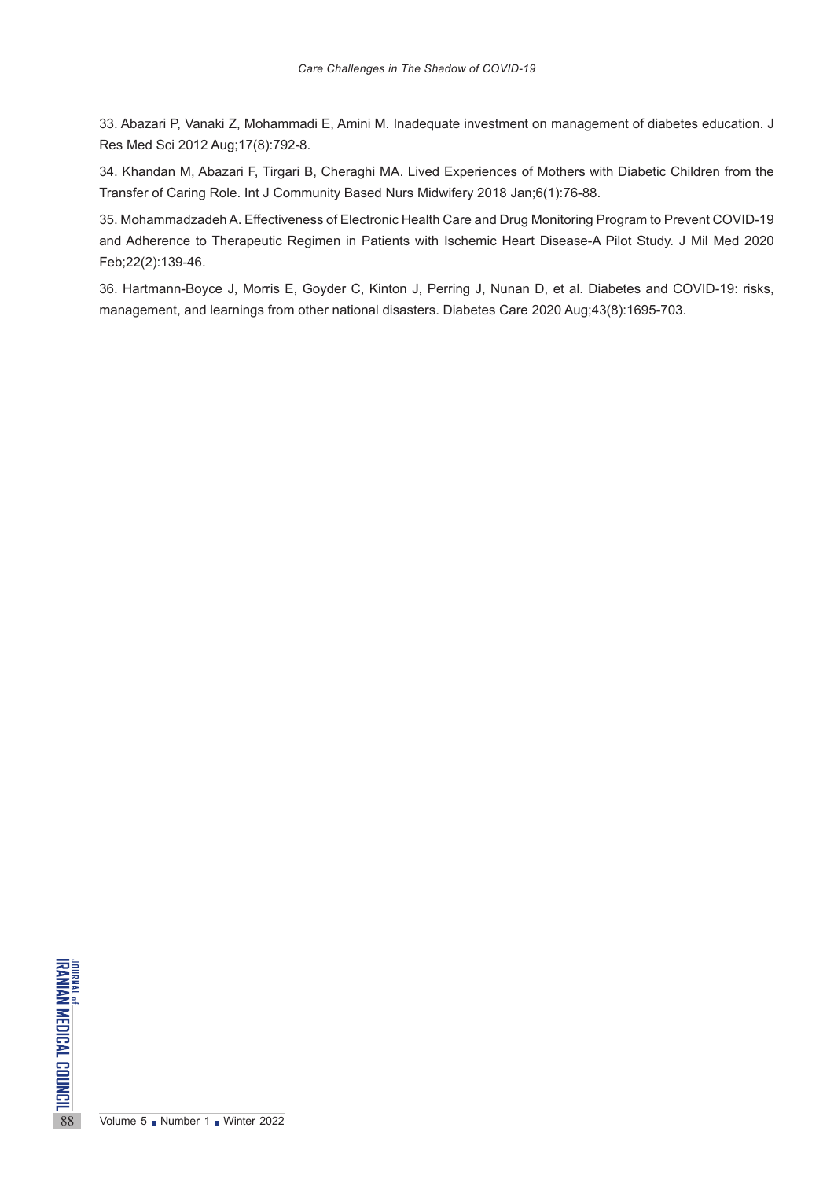33. Abazari P, Vanaki Z, Mohammadi E, Amini M. Inadequate investment on management of diabetes education. J Res Med Sci 2012 Aug;17(8):792-8.

34. Khandan M, Abazari F, Tirgari B, Cheraghi MA. Lived Experiences of Mothers with Diabetic Children from the Transfer of Caring Role. Int J Community Based Nurs Midwifery 2018 Jan;6(1):76-88.

35. Mohammadzadeh A. Effectiveness of Electronic Health Care and Drug Monitoring Program to Prevent COVID-19 and Adherence to Therapeutic Regimen in Patients with Ischemic Heart Disease-A Pilot Study. J Mil Med 2020 Feb;22(2):139-46.

36. Hartmann-Boyce J, Morris E, Goyder C, Kinton J, Perring J, Nunan D, et al. Diabetes and COVID-19: risks, management, and learnings from other national disasters. Diabetes Care 2020 Aug;43(8):1695-703.